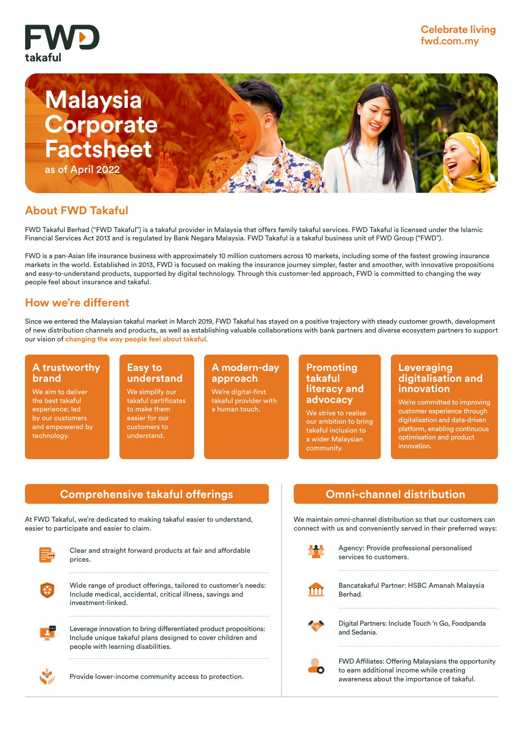FWD takaful

Celebrate living
fwd.com.my

# Malaysia Corporate Factsheet

as of April 2022

## About FWD Takaful

FWD Takaful Berhad ("FWD Takaful") is a takaful provider in Malaysia that offers family takaful services. FWD Takaful is licensed under the Islamic Financial Services Act 2013 and is regulated by Bank Negara Malaysia. FWD Takaful is a takaful business unit of FWD Group ("FWD").

FWD is a pan-Asian life insurance business with approximately 10 million customers across 10 markets, including some of the fastest growing insurance markets in the world. Established in 2013, FWD is focused on making the insurance journey simpler, faster and smoother, with innovative propositions and easy-to-understand products, supported by digital technology. Through this customer-led approach, FWD is committed to changing the way people feel about insurance and takaful.

## How we're different

Since we entered the Malaysian takaful market in March 2019, FWD Takaful has stayed on a positive trajectory with steady customer growth, development of new distribution channels and products, as well as establishing valuable collaborations with bank partners and diverse ecosystem partners to support our vision of **changing the way people feel about takaful**.

### A trustworthy brand

We aim to deliver the best takaful experience; led by our customers and empowered by technology.

### Easy to understand

We simplify our takaful certificates to make them easier for our customers to understand.

### A modern-day approach

We're digital-first takaful provider with a human touch.

### Promoting takaful literacy and advocacy

We strive to realise our ambition to bring takaful inclusion to a wider Malaysian community.

### Leveraging digitalisation and innovation

We're committed to improving customer experience through digitalisation and data-driven platform, enabling continuous optimisation and product innovation.

## Comprehensive takaful offerings

At FWD Takaful, we're dedicated to making takaful easier to understand, easier to participate and easier to claim.

- Clear and straight forward products at fair and affordable prices.
- Wide range of product offerings, tailored to customer's needs: Include medical, accidental, critical illness, savings and investment-linked.
- Leverage innovation to bring differentiated product propositions: Include unique takaful plans designed to cover children and people with learning disabilities.
- Provide lower-income community access to protection.

## Omni-channel distribution

We maintain omni-channel distribution so that our customers can connect with us and conveniently served in their preferred ways:

- Agency: Provide professional personalised services to customers.
- Bancatakaful Partner: HSBC Amanah Malaysia Berhad.
- Digital Partners: Include Touch 'n Go, Foodpanda and Sedania.
- FWD Affiliates: Offering Malaysians the opportunity to earn additional income while creating awareness about the importance of takaful.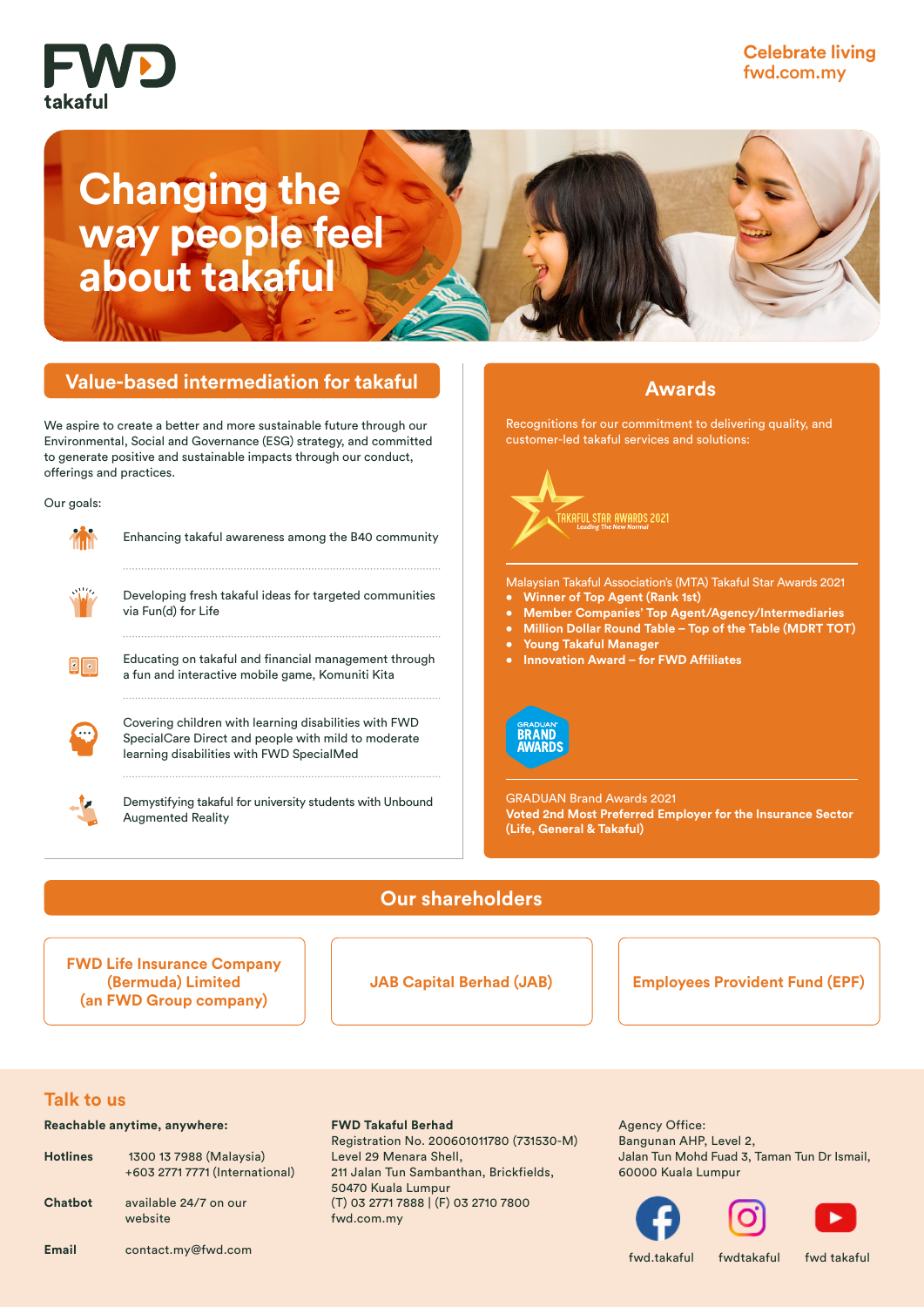# FWD takaful

Celebrate living
fwd.com.my

## Changing the way people feel about takaful

## Value-based intermediation for takaful

We aspire to create a better and more sustainable future through our Environmental, Social and Governance (ESG) strategy, and committed to generate positive and sustainable impacts through our conduct, offerings and practices.

Our goals:

- Enhancing takaful awareness among the B40 community
- Developing fresh takaful ideas for targeted communities via Fun(d) for Life
- Educating on takaful and financial management through a fun and interactive mobile game, Komuniti Kita
- Covering children with learning disabilities with FWD SpecialCare Direct and people with mild to moderate learning disabilities with FWD SpecialMed
- Demystifying takaful for university students with Unbound Augmented Reality

## Awards

Recognitions for our commitment to delivering quality, and customer-led takaful services and solutions:

TAKAFUL STAR AWARDS 2021
*Leading The New Normal*

Malaysian Takaful Association's (MTA) Takaful Star Awards 2021

- **Winner of Top Agent (Rank 1st)**
- **Member Companies' Top Agent/Agency/Intermediaries**
- **Million Dollar Round Table – Top of the Table (MDRT TOT)**
- **Young Takaful Manager**
- **Innovation Award – for FWD Affiliates**

GRADUAN BRAND AWARDS

GRADUAN Brand Awards 2021
**Voted 2nd Most Preferred Employer for the Insurance Sector (Life, General & Takaful)**

## Our shareholders

- **FWD Life Insurance Company (Bermuda) Limited (an FWD Group company)**
- **JAB Capital Berhad (JAB)**
- **Employees Provident Fund (EPF)**

## Talk to us

**Reachable anytime, anywhere:**

**Hotlines** 1300 13 7988 (Malaysia)
+603 2771 7771 (International)

**Chatbot** available 24/7 on our website

**Email** contact.my@fwd.com

**FWD Takaful Berhad**
Registration No. 200601011780 (731530-M)
Level 29 Menara Shell,
211 Jalan Tun Sambanthan, Brickfields,
50470 Kuala Lumpur
(T) 03 2771 7888 | (F) 03 2710 7800
fwd.com.my

Agency Office:
Bangunan AHP, Level 2,
Jalan Tun Mohd Fuad 3, Taman Tun Dr Ismail,
60000 Kuala Lumpur

fwd.takaful | fwdtakaful | fwd takaful